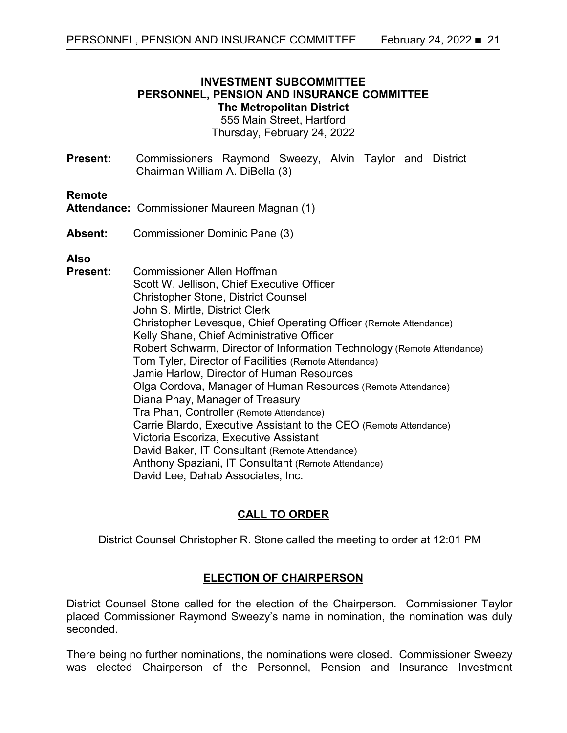# INVESTMENT SUBCOMMITTEE
# PERSONNEL, PENSION AND INSURANCE COMMITTEE
## The Metropolitan District

555 Main Street, Hartford
Thursday, February 24, 2022

**Present:** Commissioners Raymond Sweezy, Alvin Taylor and District Chairman William A. DiBella (3)

**Remote Attendance:** Commissioner Maureen Magnan (1)

**Absent:** Commissioner Dominic Pane (3)

**Also Present:**
Commissioner Allen Hoffman
Scott W. Jellison, Chief Executive Officer
Christopher Stone, District Counsel
John S. Mirtle, District Clerk
Christopher Levesque, Chief Operating Officer (Remote Attendance)
Kelly Shane, Chief Administrative Officer
Robert Schwarm, Director of Information Technology (Remote Attendance)
Tom Tyler, Director of Facilities (Remote Attendance)
Jamie Harlow, Director of Human Resources
Olga Cordova, Manager of Human Resources (Remote Attendance)
Diana Phay, Manager of Treasury
Tra Phan, Controller (Remote Attendance)
Carrie Blardo, Executive Assistant to the CEO (Remote Attendance)
Victoria Escoriza, Executive Assistant
David Baker, IT Consultant (Remote Attendance)
Anthony Spaziani, IT Consultant (Remote Attendance)
David Lee, Dahab Associates, Inc.

## CALL TO ORDER

District Counsel Christopher R. Stone called the meeting to order at 12:01 PM

## ELECTION OF CHAIRPERSON

District Counsel Stone called for the election of the Chairperson. Commissioner Taylor placed Commissioner Raymond Sweezy's name in nomination, the nomination was duly seconded.

There being no further nominations, the nominations were closed. Commissioner Sweezy was elected Chairperson of the Personnel, Pension and Insurance Investment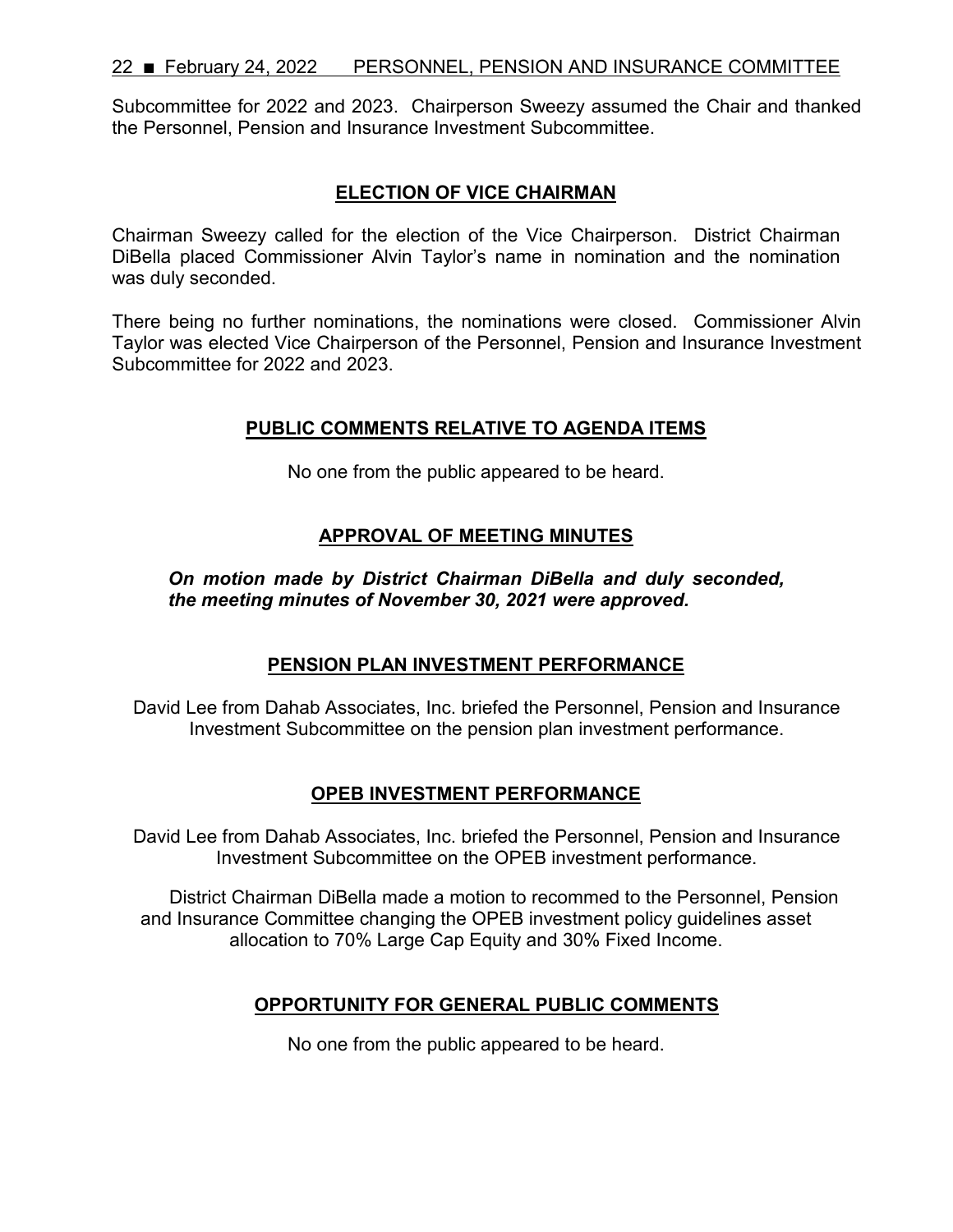Subcommittee for 2022 and 2023. Chairperson Sweezy assumed the Chair and thanked the Personnel, Pension and Insurance Investment Subcommittee.

## ELECTION OF VICE CHAIRMAN

Chairman Sweezy called for the election of the Vice Chairperson. District Chairman DiBella placed Commissioner Alvin Taylor's name in nomination and the nomination was duly seconded.

There being no further nominations, the nominations were closed. Commissioner Alvin Taylor was elected Vice Chairperson of the Personnel, Pension and Insurance Investment Subcommittee for 2022 and 2023.

## PUBLIC COMMENTS RELATIVE TO AGENDA ITEMS

No one from the public appeared to be heard.

## APPROVAL OF MEETING MINUTES

***On motion made by District Chairman DiBella and duly seconded, the meeting minutes of November 30, 2021 were approved.***

## PENSION PLAN INVESTMENT PERFORMANCE

David Lee from Dahab Associates, Inc. briefed the Personnel, Pension and Insurance Investment Subcommittee on the pension plan investment performance.

## OPEB INVESTMENT PERFORMANCE

David Lee from Dahab Associates, Inc. briefed the Personnel, Pension and Insurance Investment Subcommittee on the OPEB investment performance.

District Chairman DiBella made a motion to recommed to the Personnel, Pension and Insurance Committee changing the OPEB investment policy guidelines asset allocation to 70% Large Cap Equity and 30% Fixed Income.

## OPPORTUNITY FOR GENERAL PUBLIC COMMENTS

No one from the public appeared to be heard.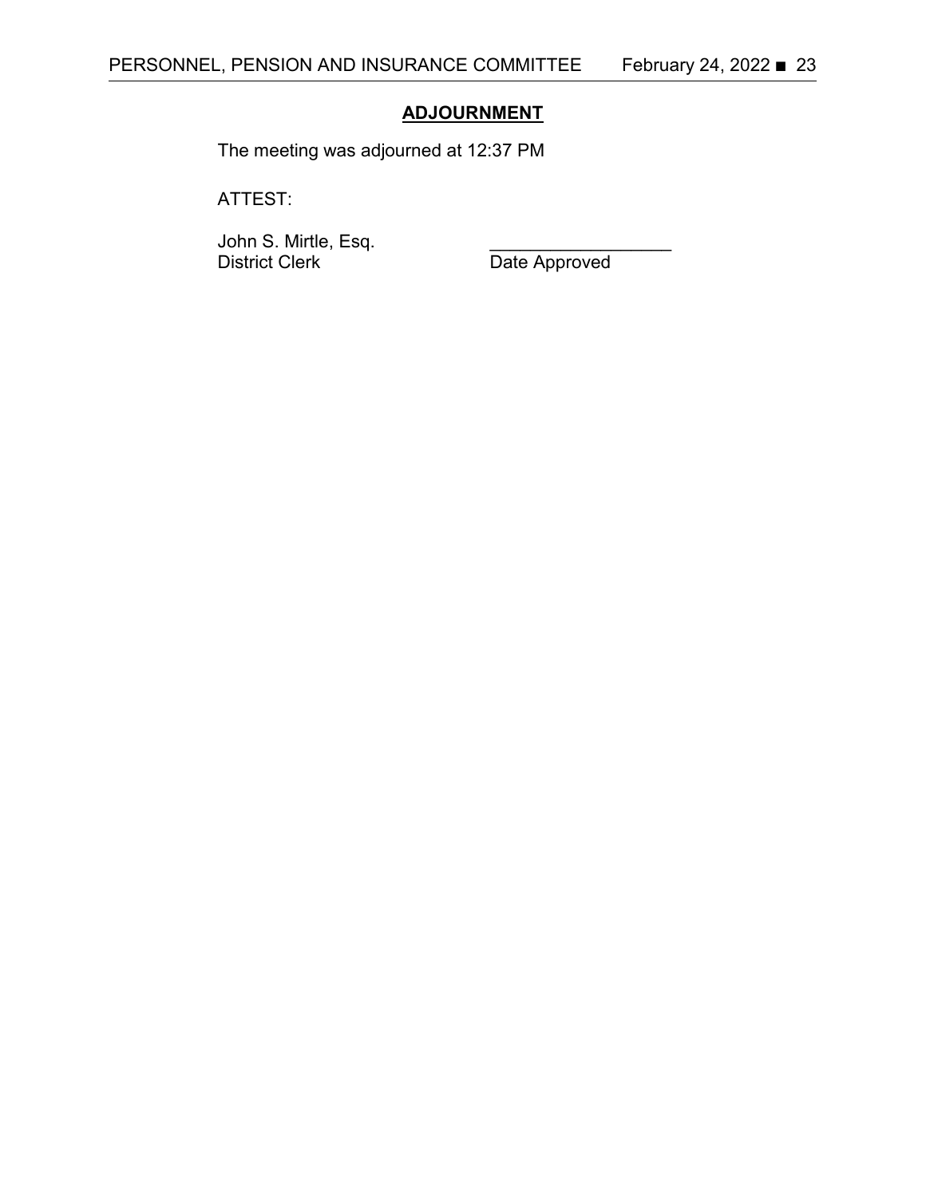## ADJOURNMENT

The meeting was adjourned at 12:37 PM

ATTEST:

| | |
|---|---|
| John S. Mirtle, Esq. | __________________ |
| District Clerk | Date Approved |